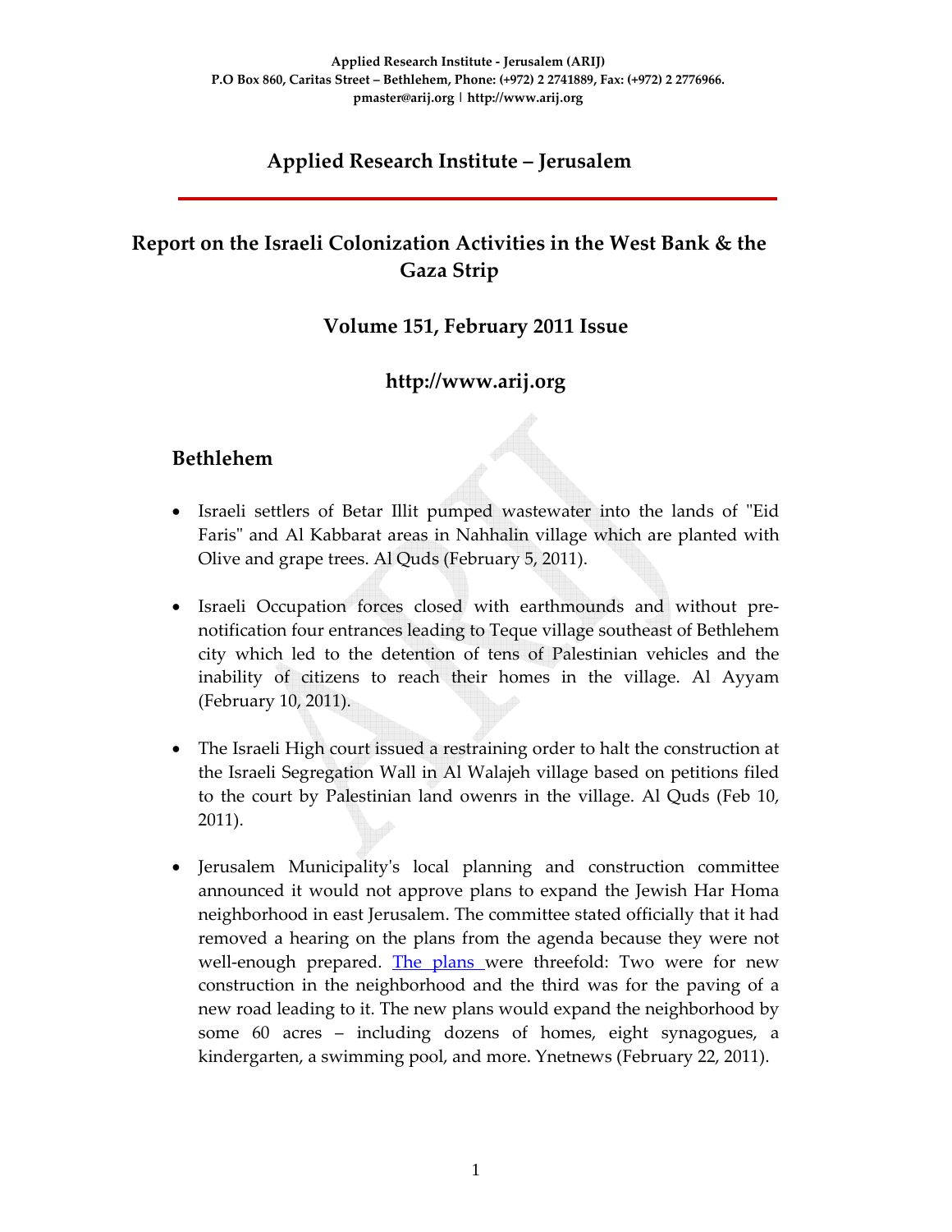**Applied Research Institute - Jerusalem (ARIJ)**
**P.O Box 860, Caritas Street – Bethlehem, Phone: (+972) 2 2741889, Fax: (+972) 2 2776966.**
**pmaster@arij.org | http://www.arij.org**

# Applied Research Institute – Jerusalem

## Report on the Israeli Colonization Activities in the West Bank & the Gaza Strip

### Volume 151, February 2011 Issue

### http://www.arij.org

## Bethlehem

- Israeli settlers of Betar Illit pumped wastewater into the lands of "Eid Faris" and Al Kabbarat areas in Nahhalin village which are planted with Olive and grape trees. Al Quds (February 5, 2011).

- Israeli Occupation forces closed with earthmounds and without pre-notification four entrances leading to Teque village southeast of Bethlehem city which led to the detention of tens of Palestinian vehicles and the inability of citizens to reach their homes in the village. Al Ayyam (February 10, 2011).

- The Israeli High court issued a restraining order to halt the construction at the Israeli Segregation Wall in Al Walajeh village based on petitions filed to the court by Palestinian land owenrs in the village. Al Quds (Feb 10, 2011).

- Jerusalem Municipality's local planning and construction committee announced it would not approve plans to expand the Jewish Har Homa neighborhood in east Jerusalem. The committee stated officially that it had removed a hearing on the plans from the agenda because they were not well-enough prepared. The plans were threefold: Two were for new construction in the neighborhood and the third was for the paving of a new road leading to it. The new plans would expand the neighborhood by some 60 acres – including dozens of homes, eight synagogues, a kindergarten, a swimming pool, and more. Ynetnews (February 22, 2011).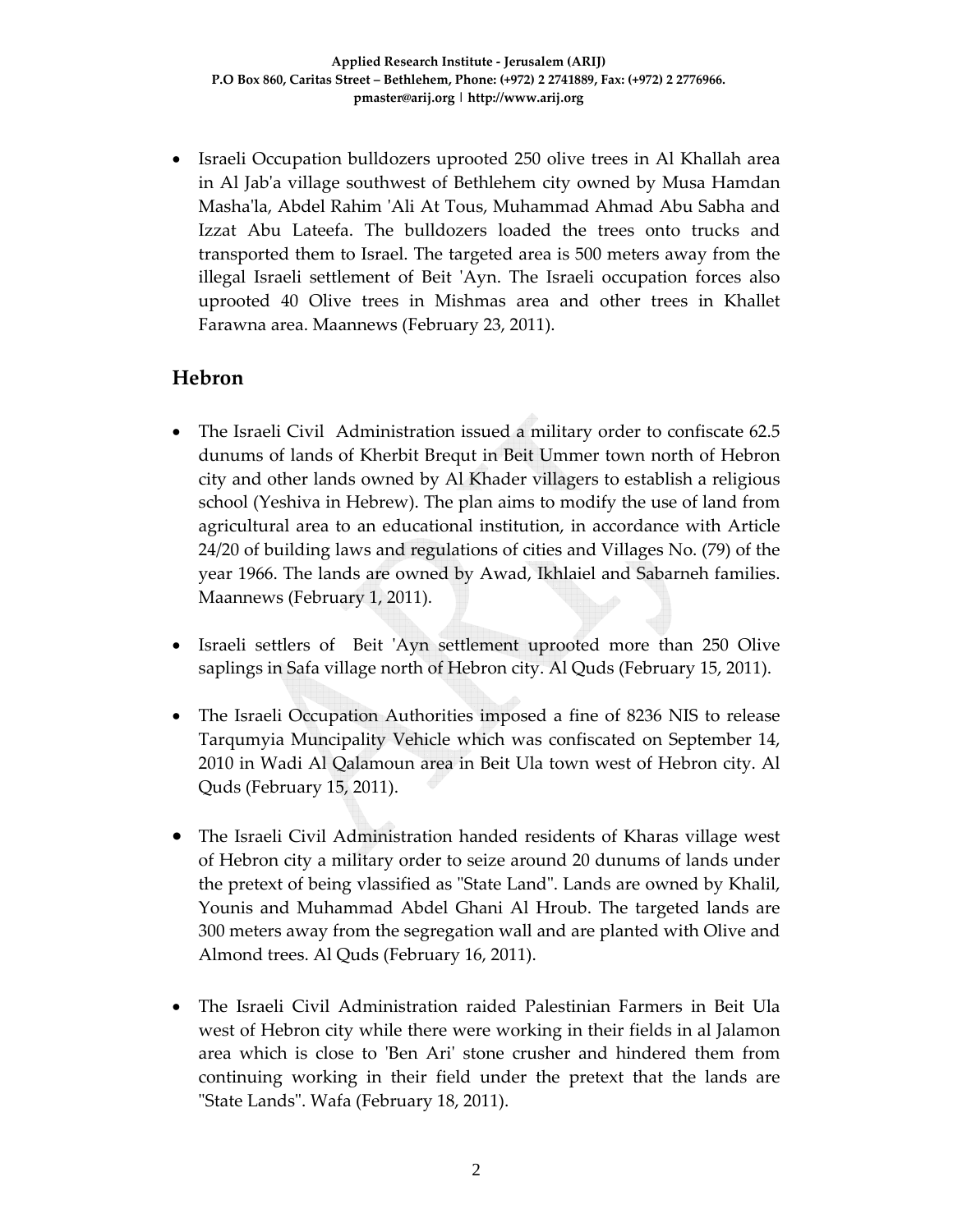- Israeli Occupation bulldozers uprooted 250 olive trees in Al Khallah area in Al Jab'a village southwest of Bethlehem city owned by Musa Hamdan Masha'la, Abdel Rahim 'Ali At Tous, Muhammad Ahmad Abu Sabha and Izzat Abu Lateefa. The bulldozers loaded the trees onto trucks and transported them to Israel. The targeted area is 500 meters away from the illegal Israeli settlement of Beit 'Ayn. The Israeli occupation forces also uprooted 40 Olive trees in Mishmas area and other trees in Khallet Farawna area. Maannews (February 23, 2011).

## Hebron

- The Israeli Civil Administration issued a military order to confiscate 62.5 dunums of lands of Kherbit Brequt in Beit Ummer town north of Hebron city and other lands owned by Al Khader villagers to establish a religious school (Yeshiva in Hebrew). The plan aims to modify the use of land from agricultural area to an educational institution, in accordance with Article 24/20 of building laws and regulations of cities and Villages No. (79) of the year 1966. The lands are owned by Awad, Ikhlaiel and Sabarneh families. Maannews (February 1, 2011).

- Israeli settlers of Beit 'Ayn settlement uprooted more than 250 Olive saplings in Safa village north of Hebron city. Al Quds (February 15, 2011).

- The Israeli Occupation Authorities imposed a fine of 8236 NIS to release Tarqumyia Muncipality Vehicle which was confiscated on September 14, 2010 in Wadi Al Qalamoun area in Beit Ula town west of Hebron city. Al Quds (February 15, 2011).

- The Israeli Civil Administration handed residents of Kharas village west of Hebron city a military order to seize around 20 dunums of lands under the pretext of being vlassified as "State Land". Lands are owned by Khalil, Younis and Muhammad Abdel Ghani Al Hroub. The targeted lands are 300 meters away from the segregation wall and are planted with Olive and Almond trees. Al Quds (February 16, 2011).

- The Israeli Civil Administration raided Palestinian Farmers in Beit Ula west of Hebron city while there were working in their fields in al Jalamon area which is close to 'Ben Ari' stone crusher and hindered them from continuing working in their field under the pretext that the lands are "State Lands". Wafa (February 18, 2011).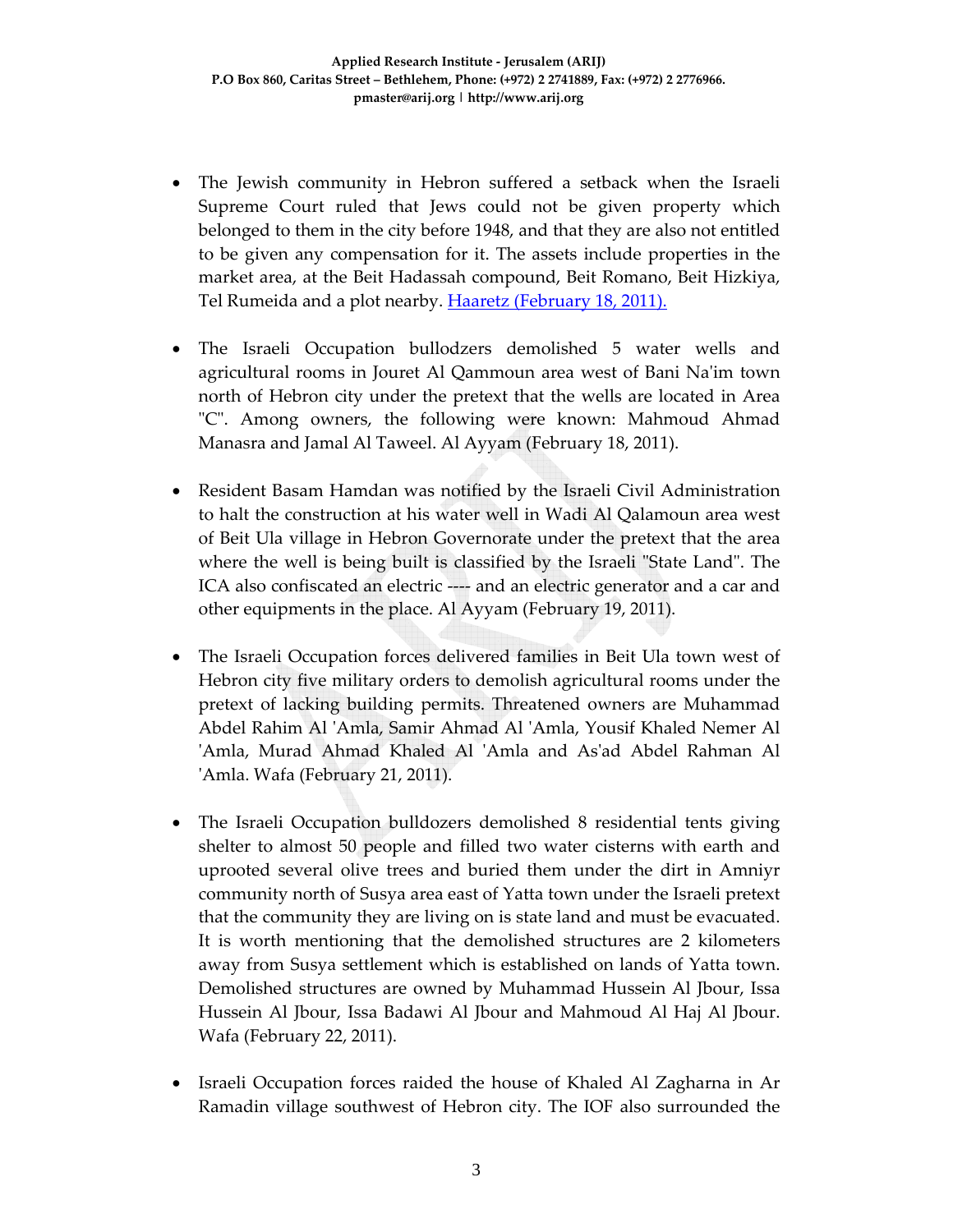- The Jewish community in Hebron suffered a setback when the Israeli Supreme Court ruled that Jews could not be given property which belonged to them in the city before 1948, and that they are also not entitled to be given any compensation for it. The assets include properties in the market area, at the Beit Hadassah compound, Beit Romano, Beit Hizkiya, Tel Rumeida and a plot nearby. [Haaretz (February 18, 2011).]()

- The Israeli Occupation bulldozers demolished 5 water wells and agricultural rooms in Jouret Al Qammoun area west of Bani Na'im town north of Hebron city under the pretext that the wells are located in Area "C". Among owners, the following were known: Mahmoud Ahmad Manasra and Jamal Al Taweel. Al Ayyam (February 18, 2011).

- Resident Basam Hamdan was notified by the Israeli Civil Administration to halt the construction at his water well in Wadi Al Qalamoun area west of Beit Ula village in Hebron Governorate under the pretext that the area where the well is being built is classified by the Israeli "State Land". The ICA also confiscated an electric ---- and an electric generator and a car and other equipments in the place. Al Ayyam (February 19, 2011).

- The Israeli Occupation forces delivered families in Beit Ula town west of Hebron city five military orders to demolish agricultural rooms under the pretext of lacking building permits. Threatened owners are Muhammad Abdel Rahim Al 'Amla, Samir Ahmad Al 'Amla, Yousif Khaled Nemer Al 'Amla, Murad Ahmad Khaled Al 'Amla and As'ad Abdel Rahman Al 'Amla. Wafa (February 21, 2011).

- The Israeli Occupation bulldozers demolished 8 residential tents giving shelter to almost 50 people and filled two water cisterns with earth and uprooted several olive trees and buried them under the dirt in Amniyr community north of Susya area east of Yatta town under the Israeli pretext that the community they are living on is state land and must be evacuated. It is worth mentioning that the demolished structures are 2 kilometers away from Susya settlement which is established on lands of Yatta town. Demolished structures are owned by Muhammad Hussein Al Jbour, Issa Hussein Al Jbour, Issa Badawi Al Jbour and Mahmoud Al Haj Al Jbour. Wafa (February 22, 2011).

- Israeli Occupation forces raided the house of Khaled Al Zagharna in Ar Ramadin village southwest of Hebron city. The IOF also surrounded the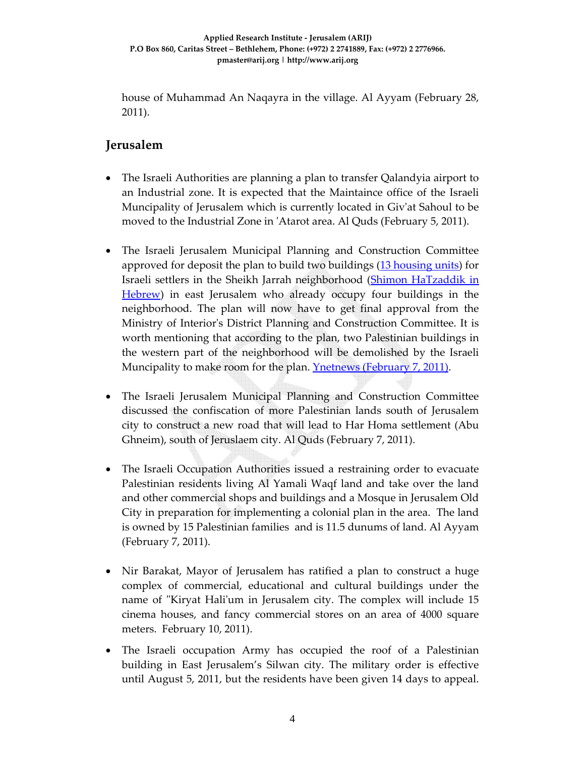house of Muhammad An Naqayra in the village. Al Ayyam (February 28, 2011).

## Jerusalem

- The Israeli Authorities are planning a plan to transfer Qalandyia airport to an Industrial zone. It is expected that the Maintaince office of the Israeli Muncipality of Jerusalem which is currently located in Giv'at Sahoul to be moved to the Industrial Zone in 'Atarot area. Al Quds (February 5, 2011).

- The Israeli Jerusalem Municipal Planning and Construction Committee approved for deposit the plan to build two buildings (13 housing units) for Israeli settlers in the Sheikh Jarrah neighborhood (Shimon HaTzaddik in Hebrew) in east Jerusalem who already occupy four buildings in the neighborhood. The plan will now have to get final approval from the Ministry of Interior's District Planning and Construction Committee. It is worth mentioning that according to the plan, two Palestinian buildings in the western part of the neighborhood will be demolished by the Israeli Muncipality to make room for the plan. Ynetnews (February 7, 2011).

- The Israeli Jerusalem Municipal Planning and Construction Committee discussed the confiscation of more Palestinian lands south of Jerusalem city to construct a new road that will lead to Har Homa settlement (Abu Ghneim), south of Jeruslaem city. Al Quds (February 7, 2011).

- The Israeli Occupation Authorities issued a restraining order to evacuate Palestinian residents living Al Yamali Waqf land and take over the land and other commercial shops and buildings and a Mosque in Jerusalem Old City in preparation for implementing a colonial plan in the area. The land is owned by 15 Palestinian families and is 11.5 dunums of land. Al Ayyam (February 7, 2011).

- Nir Barakat, Mayor of Jerusalem has ratified a plan to construct a huge complex of commercial, educational and cultural buildings under the name of "Kiryat Hali'um in Jerusalem city. The complex will include 15 cinema houses, and fancy commercial stores on an area of 4000 square meters. February 10, 2011).

- The Israeli occupation Army has occupied the roof of a Palestinian building in East Jerusalem's Silwan city. The military order is effective until August 5, 2011, but the residents have been given 14 days to appeal.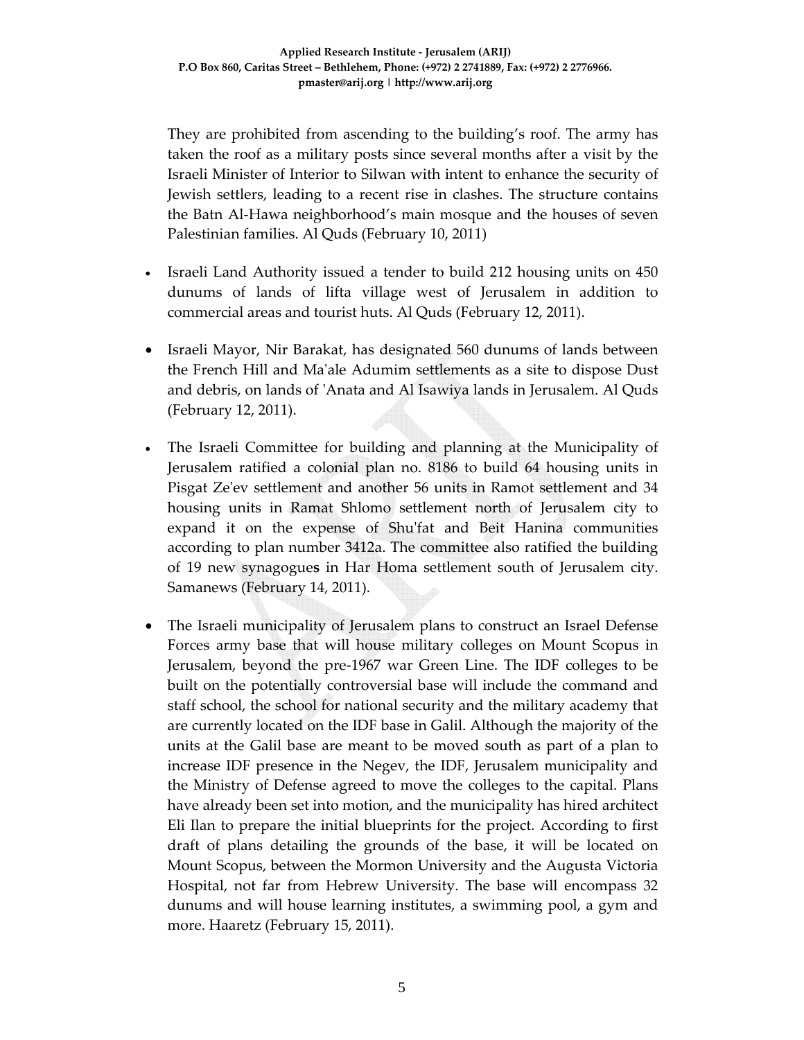They are prohibited from ascending to the building's roof. The army has taken the roof as a military posts since several months after a visit by the Israeli Minister of Interior to Silwan with intent to enhance the security of Jewish settlers, leading to a recent rise in clashes. The structure contains the Batn Al-Hawa neighborhood's main mosque and the houses of seven Palestinian families. Al Quds (February 10, 2011)

- Israeli Land Authority issued a tender to build 212 housing units on 450 dunums of lands of lifta village west of Jerusalem in addition to commercial areas and tourist huts. Al Quds (February 12, 2011).
- Israeli Mayor, Nir Barakat, has designated 560 dunums of lands between the French Hill and Ma'ale Adumim settlements as a site to dispose Dust and debris, on lands of 'Anata and Al Isawiya lands in Jerusalem. Al Quds (February 12, 2011).
- The Israeli Committee for building and planning at the Municipality of Jerusalem ratified a colonial plan no. 8186 to build 64 housing units in Pisgat Ze'ev settlement and another 56 units in Ramot settlement and 34 housing units in Ramat Shlomo settlement north of Jerusalem city to expand it on the expense of Shu'fat and Beit Hanina communities according to plan number 3412a. The committee also ratified the building of 19 new synagogue**s** in Har Homa settlement south of Jerusalem city. Samanews (February 14, 2011).
- The Israeli municipality of Jerusalem plans to construct an Israel Defense Forces army base that will house military colleges on Mount Scopus in Jerusalem, beyond the pre-1967 war Green Line. The IDF colleges to be built on the potentially controversial base will include the command and staff school, the school for national security and the military academy that are currently located on the IDF base in Galil. Although the majority of the units at the Galil base are meant to be moved south as part of a plan to increase IDF presence in the Negev, the IDF, Jerusalem municipality and the Ministry of Defense agreed to move the colleges to the capital. Plans have already been set into motion, and the municipality has hired architect Eli Ilan to prepare the initial blueprints for the project. According to first draft of plans detailing the grounds of the base, it will be located on Mount Scopus, between the Mormon University and the Augusta Victoria Hospital, not far from Hebrew University. The base will encompass 32 dunums and will house learning institutes, a swimming pool, a gym and more. Haaretz (February 15, 2011).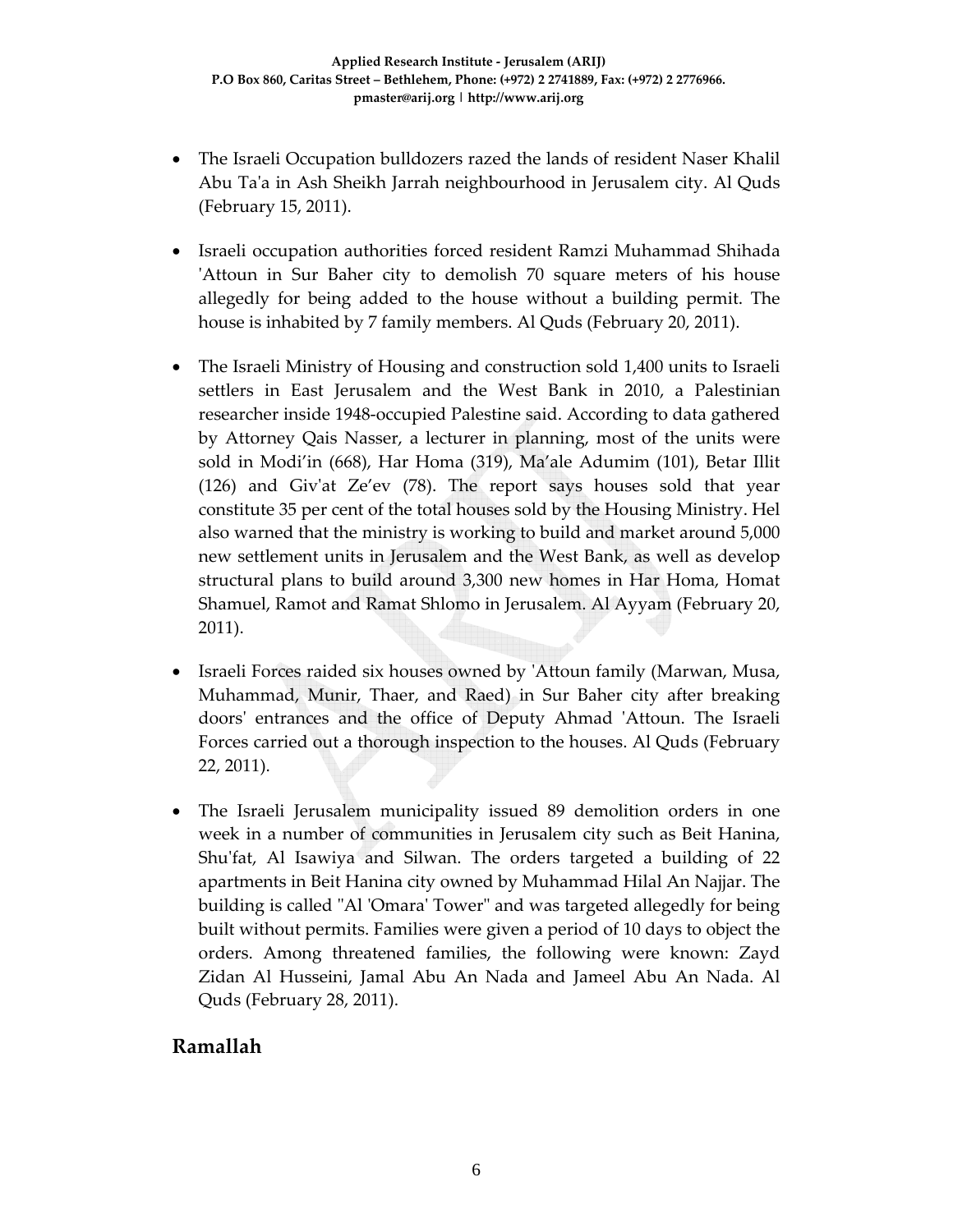- The Israeli Occupation bulldozers razed the lands of resident Naser Khalil Abu Ta'a in Ash Sheikh Jarrah neighbourhood in Jerusalem city. Al Quds (February 15, 2011).

- Israeli occupation authorities forced resident Ramzi Muhammad Shihada 'Attoun in Sur Baher city to demolish 70 square meters of his house allegedly for being added to the house without a building permit. The house is inhabited by 7 family members. Al Quds (February 20, 2011).

- The Israeli Ministry of Housing and construction sold 1,400 units to Israeli settlers in East Jerusalem and the West Bank in 2010, a Palestinian researcher inside 1948-occupied Palestine said. According to data gathered by Attorney Qais Nasser, a lecturer in planning, most of the units were sold in Modi'in (668), Har Homa (319), Ma'ale Adumim (101), Betar Illit (126) and Giv'at Ze'ev (78). The report says houses sold that year constitute 35 per cent of the total houses sold by the Housing Ministry. Hel also warned that the ministry is working to build and market around 5,000 new settlement units in Jerusalem and the West Bank, as well as develop structural plans to build around 3,300 new homes in Har Homa, Homat Shamuel, Ramot and Ramat Shlomo in Jerusalem. Al Ayyam (February 20, 2011).

- Israeli Forces raided six houses owned by 'Attoun family (Marwan, Musa, Muhammad, Munir, Thaer, and Raed) in Sur Baher city after breaking doors' entrances and the office of Deputy Ahmad 'Attoun. The Israeli Forces carried out a thorough inspection to the houses. Al Quds (February 22, 2011).

- The Israeli Jerusalem municipality issued 89 demolition orders in one week in a number of communities in Jerusalem city such as Beit Hanina, Shu'fat, Al Isawiya and Silwan. The orders targeted a building of 22 apartments in Beit Hanina city owned by Muhammad Hilal An Najjar. The building is called "Al 'Omara' Tower" and was targeted allegedly for being built without permits. Families were given a period of 10 days to object the orders. Among threatened families, the following were known: Zayd Zidan Al Husseini, Jamal Abu An Nada and Jameel Abu An Nada. Al Quds (February 28, 2011).

## Ramallah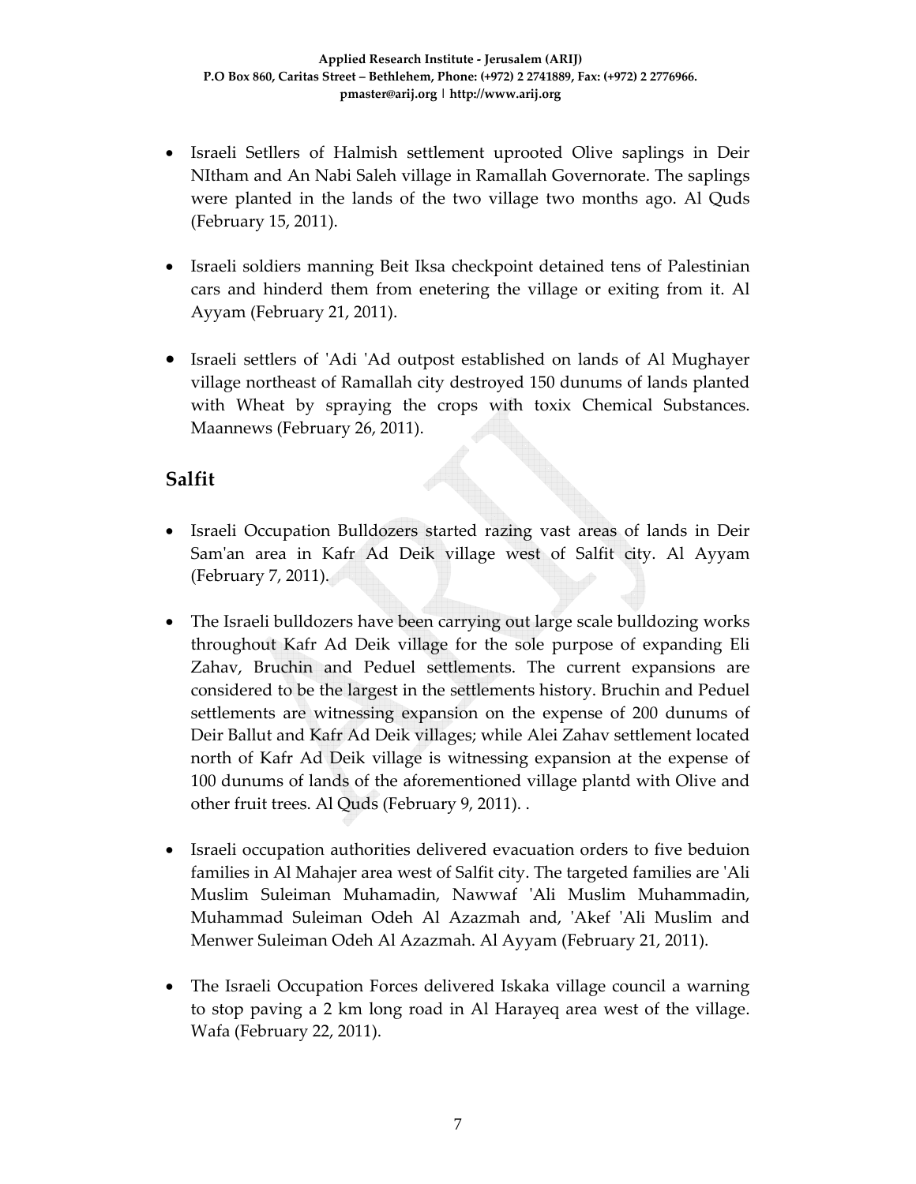- Israeli Setllers of Halmish settlement uprooted Olive saplings in Deir NItham and An Nabi Saleh village in Ramallah Governorate. The saplings were planted in the lands of the two village two months ago. Al Quds (February 15, 2011).

- Israeli soldiers manning Beit Iksa checkpoint detained tens of Palestinian cars and hinderd them from enetering the village or exiting from it. Al Ayyam (February 21, 2011).

- Israeli settlers of 'Adi 'Ad outpost established on lands of Al Mughayer village northeast of Ramallah city destroyed 150 dunums of lands planted with Wheat by spraying the crops with toxix Chemical Substances. Maannews (February 26, 2011).

## Salfit

- Israeli Occupation Bulldozers started razing vast areas of lands in Deir Sam'an area in Kafr Ad Deik village west of Salfit city. Al Ayyam (February 7, 2011).

- The Israeli bulldozers have been carrying out large scale bulldozing works throughout Kafr Ad Deik village for the sole purpose of expanding Eli Zahav, Bruchin and Peduel settlements. The current expansions are considered to be the largest in the settlements history. Bruchin and Peduel settlements are witnessing expansion on the expense of 200 dunums of Deir Ballut and Kafr Ad Deik villages; while Alei Zahav settlement located north of Kafr Ad Deik village is witnessing expansion at the expense of 100 dunums of lands of the aforementioned village plantd with Olive and other fruit trees. Al Quds (February 9, 2011). .

- Israeli occupation authorities delivered evacuation orders to five beduion families in Al Mahajer area west of Salfit city. The targeted families are 'Ali Muslim Suleiman Muhamadin, Nawwaf 'Ali Muslim Muhammadin, Muhammad Suleiman Odeh Al Azazmah and, 'Akef 'Ali Muslim and Menwer Suleiman Odeh Al Azazmah. Al Ayyam (February 21, 2011).

- The Israeli Occupation Forces delivered Iskaka village council a warning to stop paving a 2 km long road in Al Harayeq area west of the village. Wafa (February 22, 2011).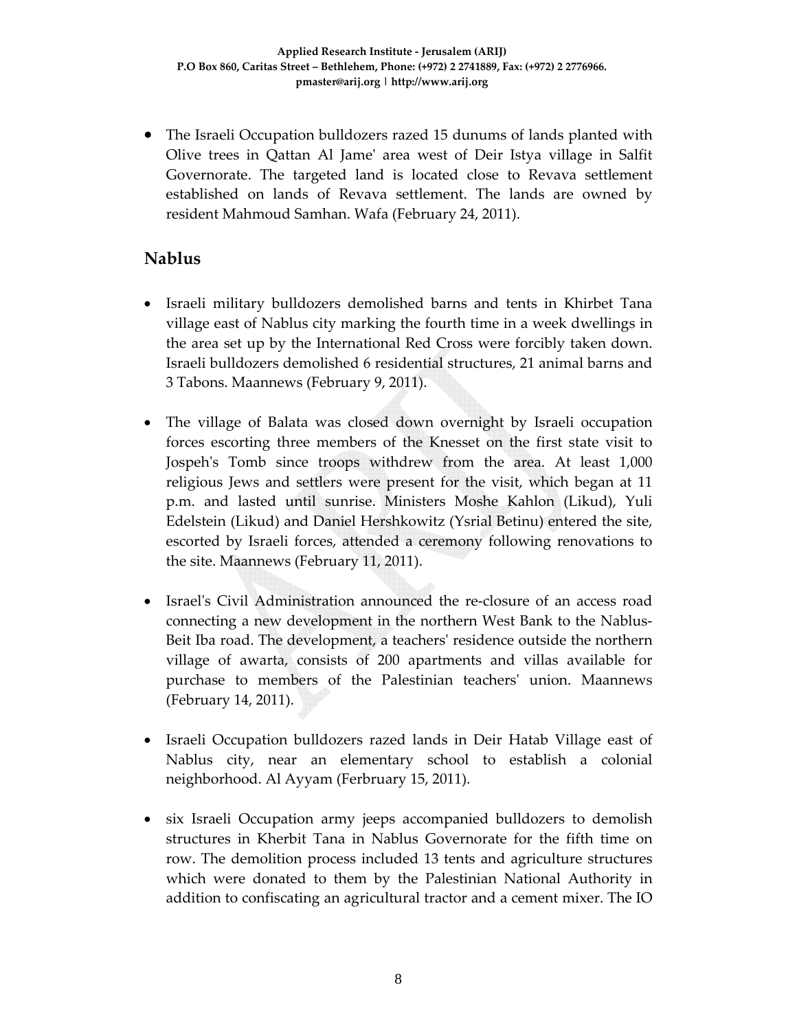- The Israeli Occupation bulldozers razed 15 dunums of lands planted with Olive trees in Qattan Al Jame' area west of Deir Istya village in Salfit Governorate. The targeted land is located close to Revava settlement established on lands of Revava settlement. The lands are owned by resident Mahmoud Samhan. Wafa (February 24, 2011).

## Nablus

- Israeli military bulldozers demolished barns and tents in Khirbet Tana village east of Nablus city marking the fourth time in a week dwellings in the area set up by the International Red Cross were forcibly taken down. Israeli bulldozers demolished 6 residential structures, 21 animal barns and 3 Tabons. Maannews (February 9, 2011).

- The village of Balata was closed down overnight by Israeli occupation forces escorting three members of the Knesset on the first state visit to Jospeh's Tomb since troops withdrew from the area. At least 1,000 religious Jews and settlers were present for the visit, which began at 11 p.m. and lasted until sunrise. Ministers Moshe Kahlon (Likud), Yuli Edelstein (Likud) and Daniel Hershkowitz (Ysrial Betinu) entered the site, escorted by Israeli forces, attended a ceremony following renovations to the site. Maannews (February 11, 2011).

- Israel's Civil Administration announced the re-closure of an access road connecting a new development in the northern West Bank to the Nablus-Beit Iba road. The development, a teachers' residence outside the northern village of awarta, consists of 200 apartments and villas available for purchase to members of the Palestinian teachers' union. Maannews (February 14, 2011).

- Israeli Occupation bulldozers razed lands in Deir Hatab Village east of Nablus city, near an elementary school to establish a colonial neighborhood. Al Ayyam (Ferbruary 15, 2011).

- six Israeli Occupation army jeeps accompanied bulldozers to demolish structures in Kherbit Tana in Nablus Governorate for the fifth time on row. The demolition process included 13 tents and agriculture structures which were donated to them by the Palestinian National Authority in addition to confiscating an agricultural tractor and a cement mixer. The IO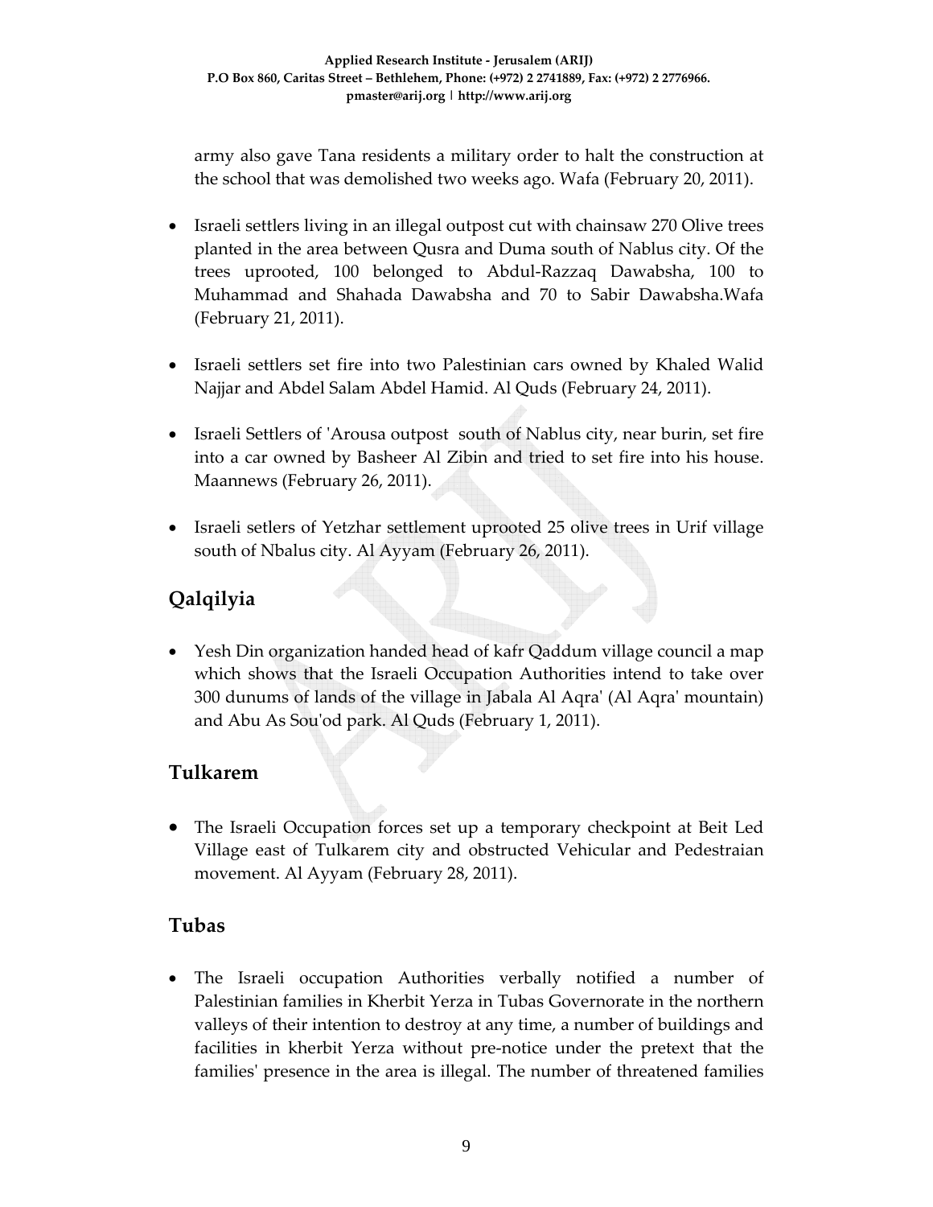army also gave Tana residents a military order to halt the construction at the school that was demolished two weeks ago. Wafa (February 20, 2011).

- Israeli settlers living in an illegal outpost cut with chainsaw 270 Olive trees planted in the area between Qusra and Duma south of Nablus city. Of the trees uprooted, 100 belonged to Abdul-Razzaq Dawabsha, 100 to Muhammad and Shahada Dawabsha and 70 to Sabir Dawabsha.Wafa (February 21, 2011).

- Israeli settlers set fire into two Palestinian cars owned by Khaled Walid Najjar and Abdel Salam Abdel Hamid. Al Quds (February 24, 2011).

- Israeli Settlers of 'Arousa outpost south of Nablus city, near burin, set fire into a car owned by Basheer Al Zibin and tried to set fire into his house. Maannews (February 26, 2011).

- Israeli setlers of Yetzhar settlement uprooted 25 olive trees in Urif village south of Nbalus city. Al Ayyam (February 26, 2011).

## Qalqilyia

- Yesh Din organization handed head of kafr Qaddum village council a map which shows that the Israeli Occupation Authorities intend to take over 300 dunums of lands of the village in Jabala Al Aqra' (Al Aqra' mountain) and Abu As Sou'od park. Al Quds (February 1, 2011).

## Tulkarem

- The Israeli Occupation forces set up a temporary checkpoint at Beit Led Village east of Tulkarem city and obstructed Vehicular and Pedestraian movement. Al Ayyam (February 28, 2011).

## Tubas

- The Israeli occupation Authorities verbally notified a number of Palestinian families in Kherbit Yerza in Tubas Governorate in the northern valleys of their intention to destroy at any time, a number of buildings and facilities in kherbit Yerza without pre-notice under the pretext that the families' presence in the area is illegal. The number of threatened families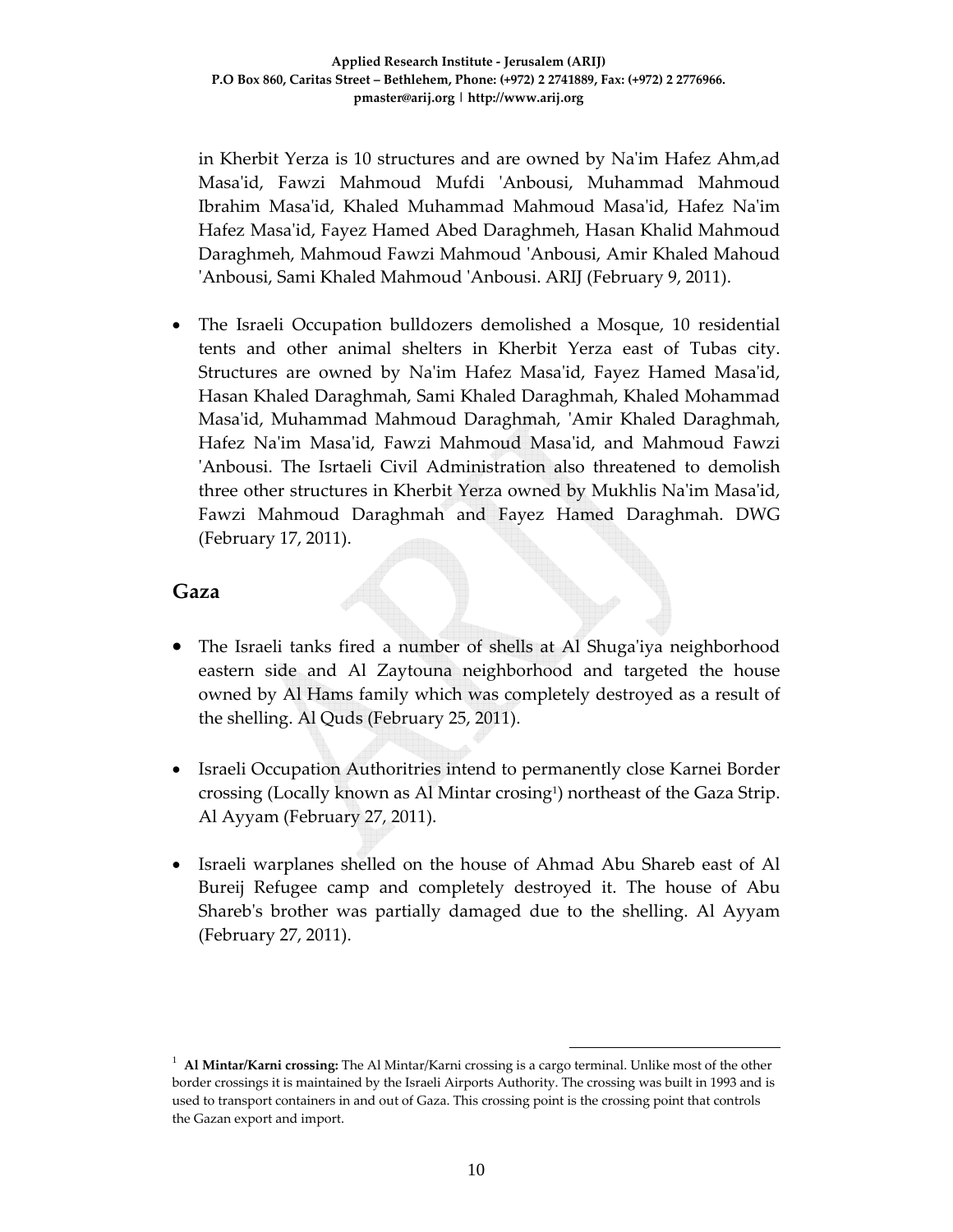in Kherbit Yerza is 10 structures and are owned by Na'im Hafez Ahm,ad Masa'id, Fawzi Mahmoud Mufdi 'Anbousi, Muhammad Mahmoud Ibrahim Masa'id, Khaled Muhammad Mahmoud Masa'id, Hafez Na'im Hafez Masa'id, Fayez Hamed Abed Daraghmeh, Hasan Khalid Mahmoud Daraghmeh, Mahmoud Fawzi Mahmoud 'Anbousi, Amir Khaled Mahoud 'Anbousi, Sami Khaled Mahmoud 'Anbousi. ARIJ (February 9, 2011).

- The Israeli Occupation bulldozers demolished a Mosque, 10 residential tents and other animal shelters in Kherbit Yerza east of Tubas city. Structures are owned by Na'im Hafez Masa'id, Fayez Hamed Masa'id, Hasan Khaled Daraghmah, Sami Khaled Daraghmah, Khaled Mohammad Masa'id, Muhammad Mahmoud Daraghmah, 'Amir Khaled Daraghmah, Hafez Na'im Masa'id, Fawzi Mahmoud Masa'id, and Mahmoud Fawzi 'Anbousi. The Isrtaeli Civil Administration also threatened to demolish three other structures in Kherbit Yerza owned by Mukhlis Na'im Masa'id, Fawzi Mahmoud Daraghmah and Fayez Hamed Daraghmah. DWG (February 17, 2011).

## Gaza

- The Israeli tanks fired a number of shells at Al Shuga'iya neighborhood eastern side and Al Zaytouna neighborhood and targeted the house owned by Al Hams family which was completely destroyed as a result of the shelling. Al Quds (February 25, 2011).

- Israeli Occupation Authoritries intend to permanently close Karnei Border crossing (Locally known as Al Mintar crosing[1]) northeast of the Gaza Strip. Al Ayyam (February 27, 2011).

- Israeli warplanes shelled on the house of Ahmad Abu Shareb east of Al Bureij Refugee camp and completely destroyed it. The house of Abu Shareb's brother was partially damaged due to the shelling. Al Ayyam (February 27, 2011).

---

[1] **Al Mintar/Karni crossing:** The Al Mintar/Karni crossing is a cargo terminal. Unlike most of the other border crossings it is maintained by the Israeli Airports Authority. The crossing was built in 1993 and is used to transport containers in and out of Gaza. This crossing point is the crossing point that controls the Gazan export and import.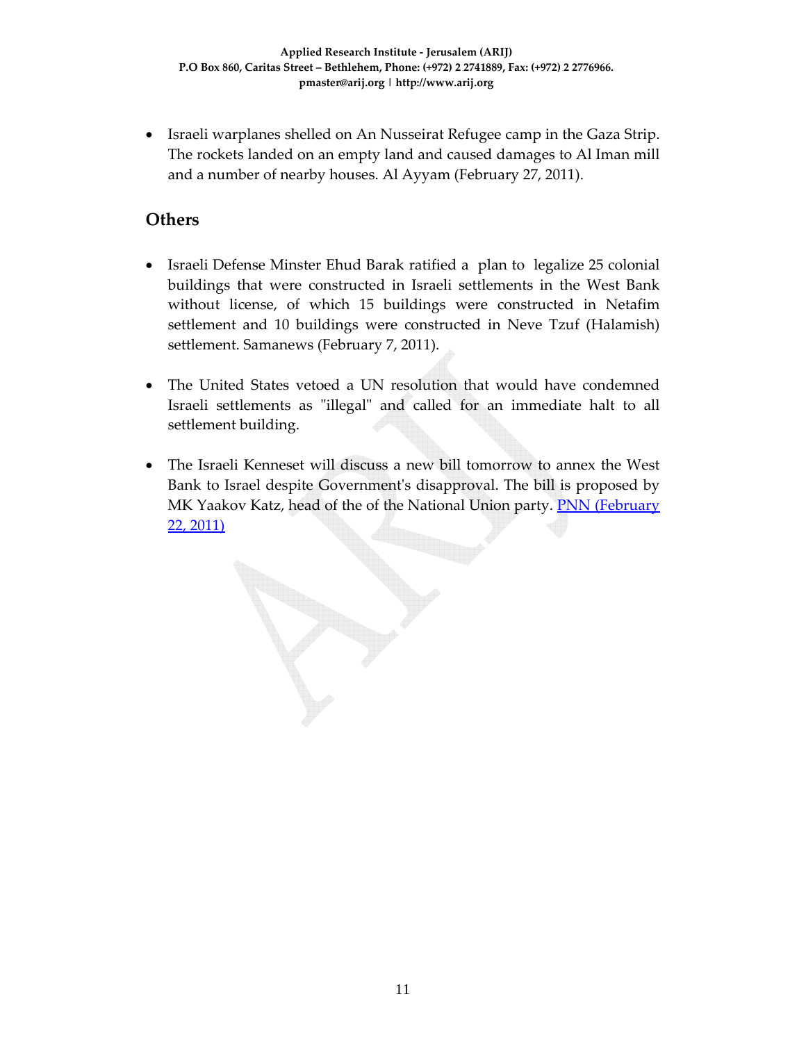- Israeli warplanes shelled on An Nusseirat Refugee camp in the Gaza Strip. The rockets landed on an empty land and caused damages to Al Iman mill and a number of nearby houses. Al Ayyam (February 27, 2011).

## Others

- Israeli Defense Minster Ehud Barak ratified a plan to legalize 25 colonial buildings that were constructed in Israeli settlements in the West Bank without license, of which 15 buildings were constructed in Netafim settlement and 10 buildings were constructed in Neve Tzuf (Halamish) settlement. Samanews (February 7, 2011).

- The United States vetoed a UN resolution that would have condemned Israeli settlements as "illegal" and called for an immediate halt to all settlement building.

- The Israeli Kenneset will discuss a new bill tomorrow to annex the West Bank to Israel despite Government's disapproval. The bill is proposed by MK Yaakov Katz, head of the of the National Union party. PNN (February 22, 2011)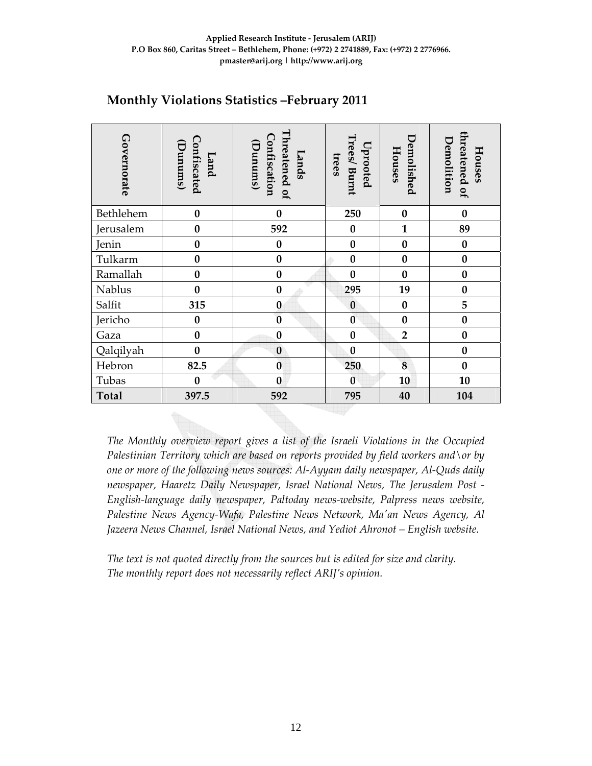## Monthly Violations Statistics –February 2011

| Governorate | Land Confiscated (Dunums) | Lands Threatened of Confiscation (Dunums) | Uprooted Trees/ Burnt trees | Demolished Houses | Houses threatened of Demolition |
|---|---|---|---|---|---|
| Bethlehem | **0** | **0** | **250** | **0** | **0** |
| Jerusalem | **0** | **592** | **0** | **1** | **89** |
| Jenin | **0** | **0** | **0** | **0** | **0** |
| Tulkarm | **0** | **0** | **0** | **0** | **0** |
| Ramallah | **0** | **0** | **0** | **0** | **0** |
| Nablus | **0** | **0** | **295** | **19** | **0** |
| Salfit | **315** | **0** | **0** | **0** | **5** |
| Jericho | **0** | **0** | **0** | **0** | **0** |
| Gaza | **0** | **0** | **0** | **2** | **0** |
| Qalqilyah | **0** | **0** | **0** | | **0** |
| Hebron | **82.5** | **0** | **250** | **8** | **0** |
| Tubas | **0** | **0** | **0** | **10** | **10** |
| **Total** | **397.5** | **592** | **795** | **40** | **104** |

*The Monthly overview report gives a list of the Israeli Violations in the Occupied Palestinian Territory which are based on reports provided by field workers and\or by one or more of the following news sources: Al-Ayyam daily newspaper, Al-Quds daily newspaper, Haaretz Daily Newspaper, Israel National News, The Jerusalem Post - English-language daily newspaper, Paltoday news-website, Palpress news website, Palestine News Agency-Wafa, Palestine News Network, Ma'an News Agency, Al Jazeera News Channel, Israel National News, and Yediot Ahronot – English website.*

*The text is not quoted directly from the sources but is edited for size and clarity.*
*The monthly report does not necessarily reflect ARIJ's opinion.*